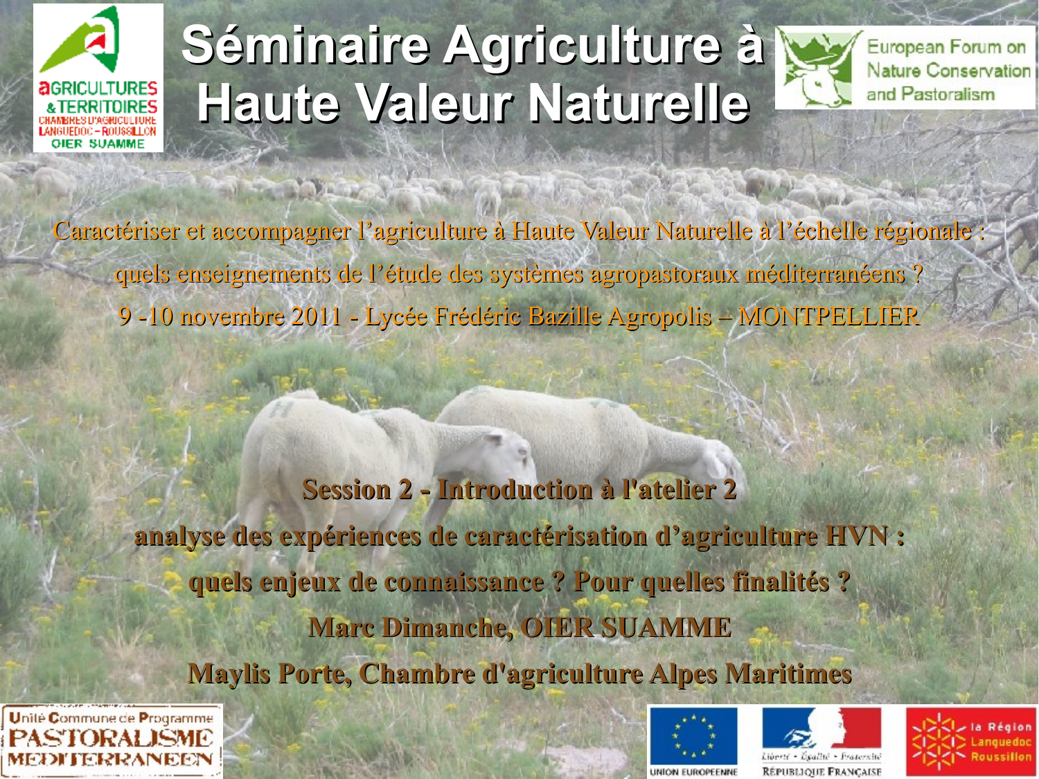# Séminaire Agriculture à Haute Valeur Naturelle

Caractériser et accompagner l'agriculture à Haute Valeur Naturelle à l'échelle régionale : quels enseignements de l'étude des systèmes agropastoraux méditerranéens ?

9 -10 novembre 2011 - Lycée Frédéric Bazille Agropolis – MONTPELLIER

**Session 2 - Introduction à l'atelier 2**

**analyse des expériences de caractérisation d'agriculture HVN :**

**quels enjeux de connaissance ? Pour quelles finalités ?**

**Marc Dimanche, OIER SUAMME**

**Maylis Porte, Chambre d'agriculture Alpes Maritimes**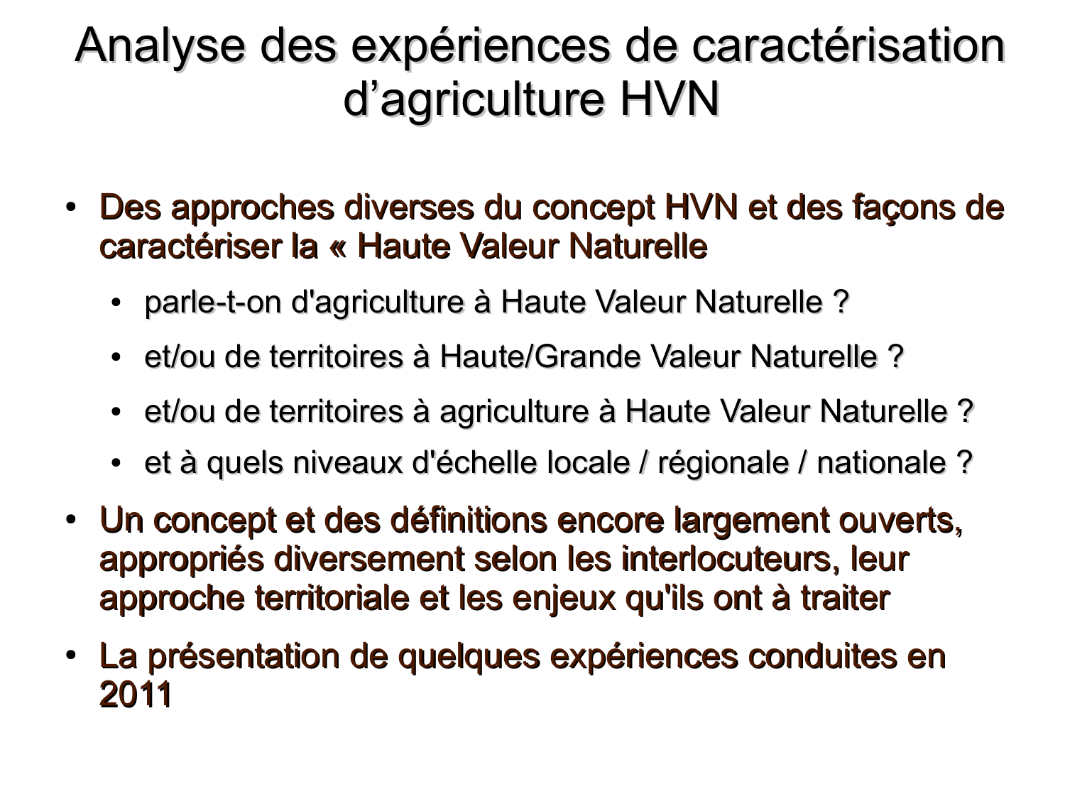# Analyse des expériences de caractérisation d'agriculture HVN

- Des approches diverses du concept HVN et des façons de caractériser la « Haute Valeur Naturelle
  - parle-t-on d'agriculture à Haute Valeur Naturelle ?
  - et/ou de territoires à Haute/Grande Valeur Naturelle ?
  - et/ou de territoires à agriculture à Haute Valeur Naturelle ?
  - et à quels niveaux d'échelle locale / régionale / nationale ?
- Un concept et des définitions encore largement ouverts, appropriés diversement selon les interlocuteurs, leur approche territoriale et les enjeux qu'ils ont à traiter
- La présentation de quelques expériences conduites en 2011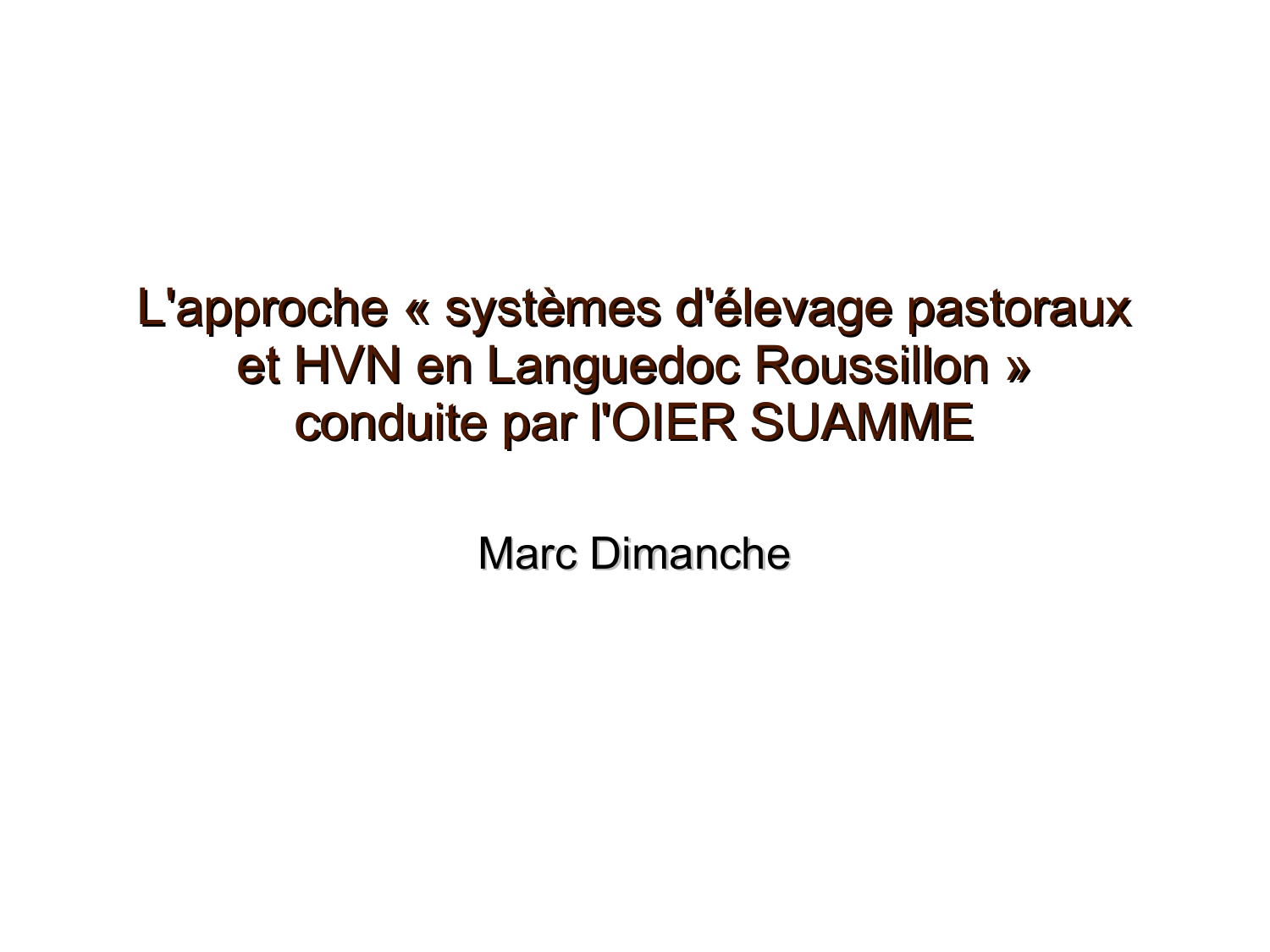# L'approche « systèmes d'élevage pastoraux et HVN en Languedoc Roussillon » conduite par l'OIER SUAMME

Marc Dimanche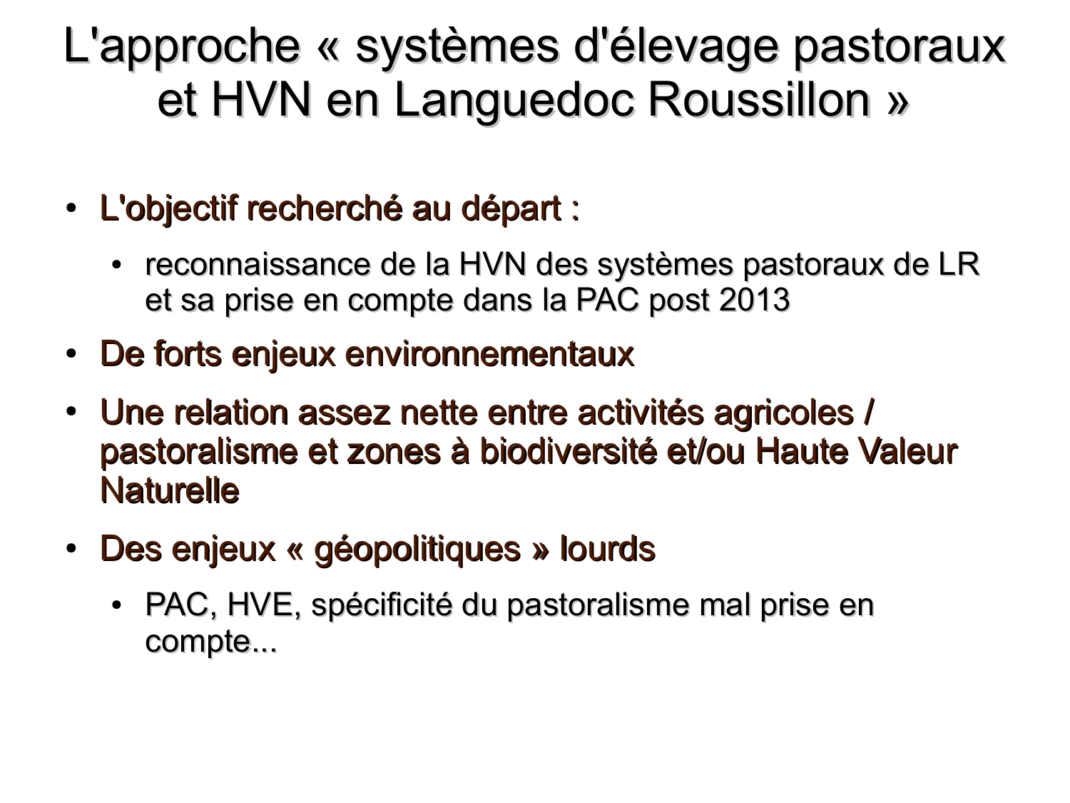# L'approche « systèmes d'élevage pastoraux et HVN en Languedoc Roussillon »

- L'objectif recherché au départ :
  - reconnaissance de la HVN des systèmes pastoraux de LR et sa prise en compte dans la PAC post 2013
- De forts enjeux environnementaux
- Une relation assez nette entre activités agricoles / pastoralisme et zones à biodiversité et/ou Haute Valeur Naturelle
- Des enjeux « géopolitiques » lourds
  - PAC, HVE, spécificité du pastoralisme mal prise en compte...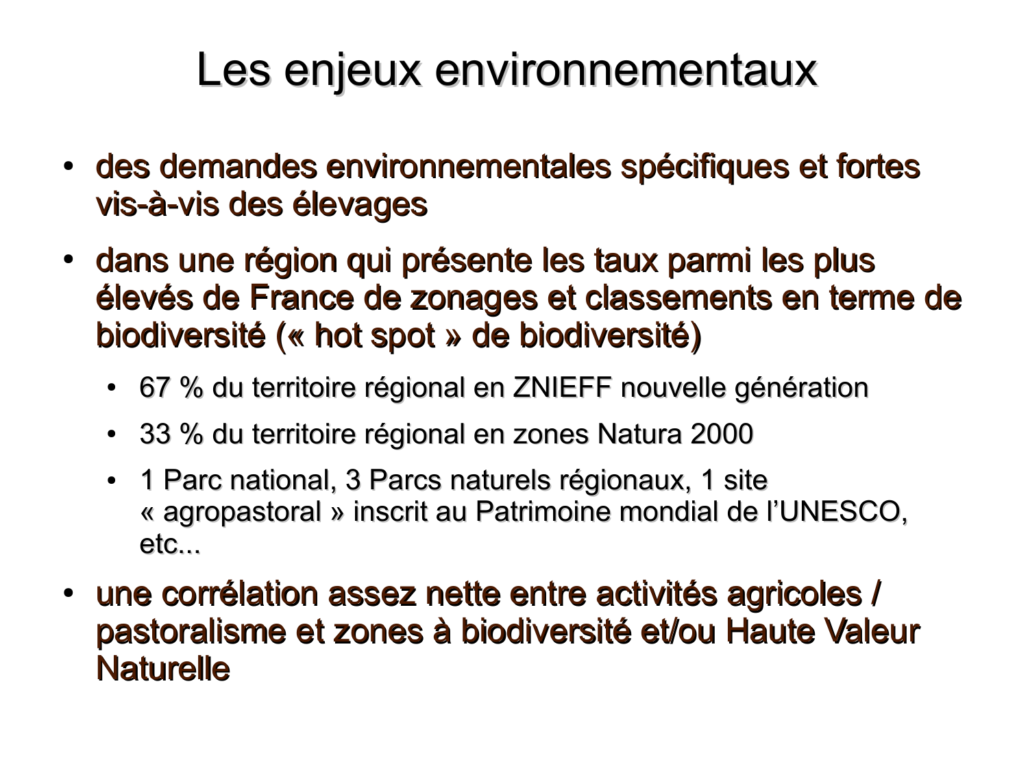# Les enjeux environnementaux

- des demandes environnementales spécifiques et fortes vis-à-vis des élevages
- dans une région qui présente les taux parmi les plus élevés de France de zonages et classements en terme de biodiversité (« hot spot » de biodiversité)
  - 67 % du territoire régional en ZNIEFF nouvelle génération
  - 33 % du territoire régional en zones Natura 2000
  - 1 Parc national, 3 Parcs naturels régionaux, 1 site « agropastoral » inscrit au Patrimoine mondial de l'UNESCO, etc...
- une corrélation assez nette entre activités agricoles / pastoralisme et zones à biodiversité et/ou Haute Valeur Naturelle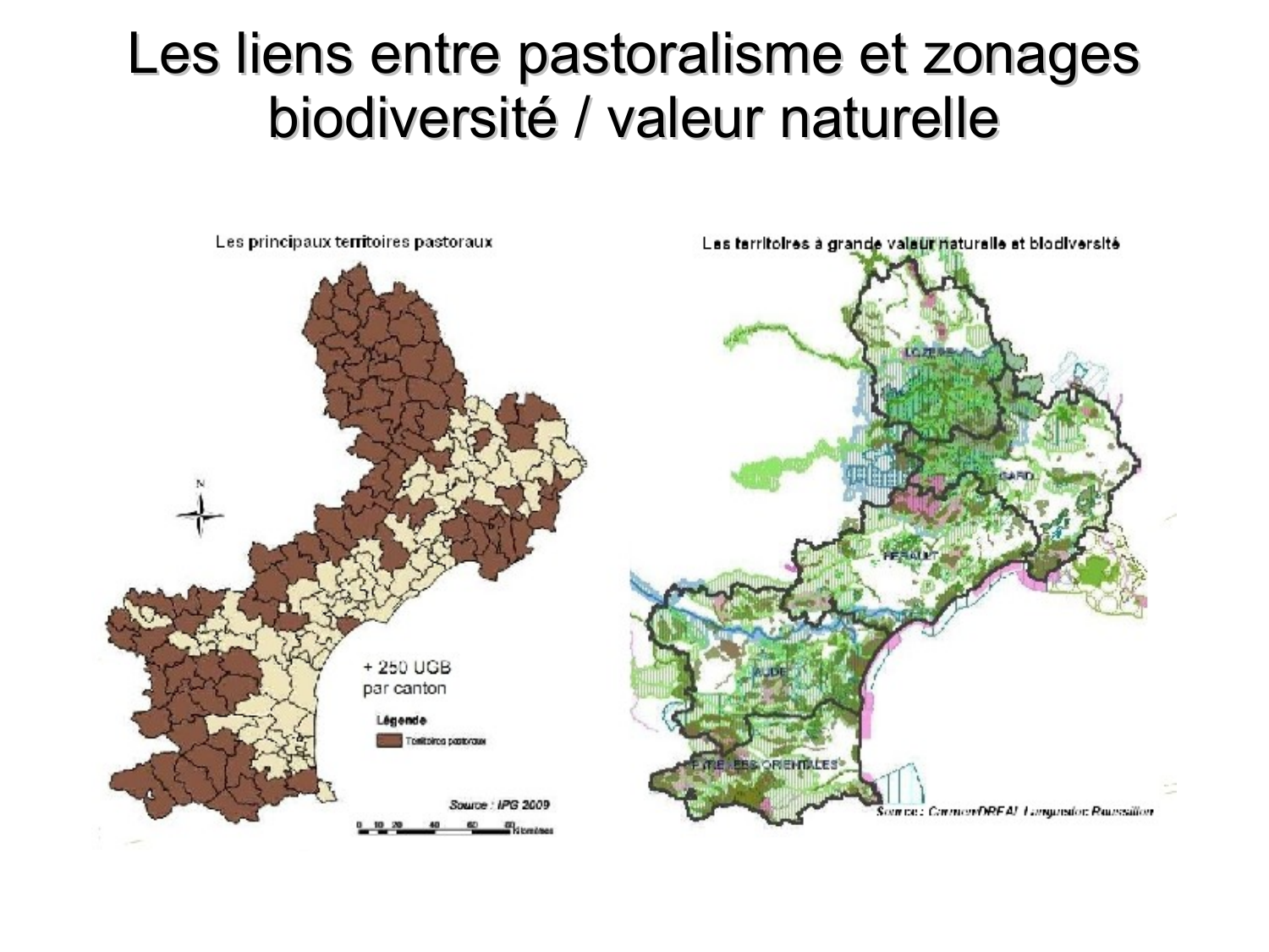# Les liens entre pastoralisme et zonages biodiversité / valeur naturelle

Les principaux territoires pastoraux

+ 250 UGB par canton

Légende

Territoires pastoraux

Source : IPG 2009

0 10 20 40 60 80 Kilomètres

Les territoires à grande valeur naturelle et biodiversité

LOZERE

GARD

HERAULT

AUDE

PYRENEES ORIENTALES

Source : Carmen/DREAL Languedoc Roussillon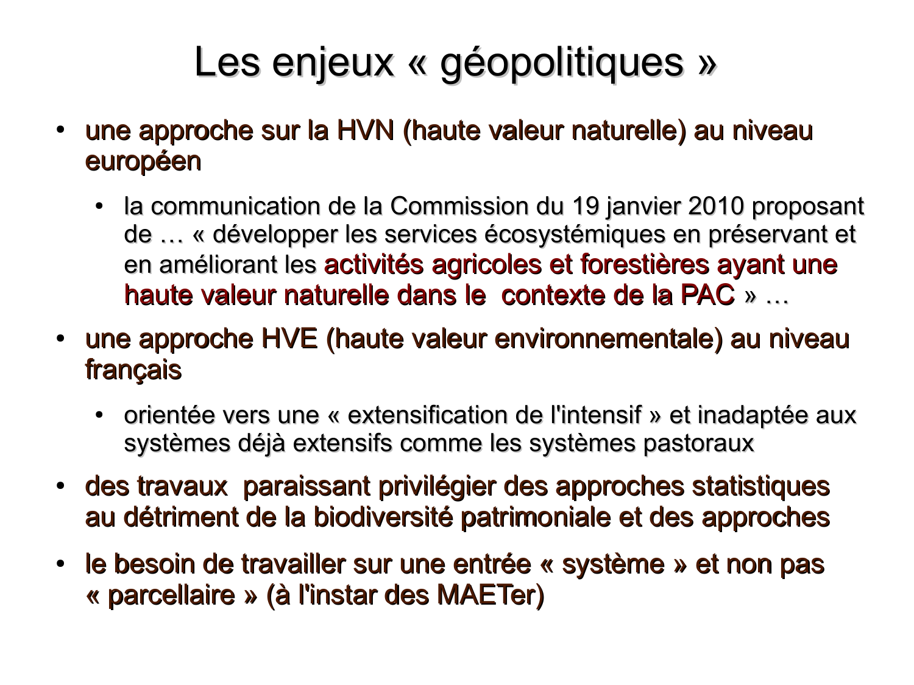# Les enjeux « géopolitiques »

- une approche sur la HVN (haute valeur naturelle) au niveau européen
  - la communication de la Commission du 19 janvier 2010 proposant de … « développer les services écosystémiques en préservant et en améliorant les activités agricoles et forestières ayant une haute valeur naturelle dans le contexte de la PAC » …
- une approche HVE (haute valeur environnementale) au niveau français
  - orientée vers une « extensification de l'intensif » et inadaptée aux systèmes déjà extensifs comme les systèmes pastoraux
- des travaux paraissant privilégier des approches statistiques au détriment de la biodiversité patrimoniale et des approches
- le besoin de travailler sur une entrée « système » et non pas « parcellaire » (à l'instar des MAETer)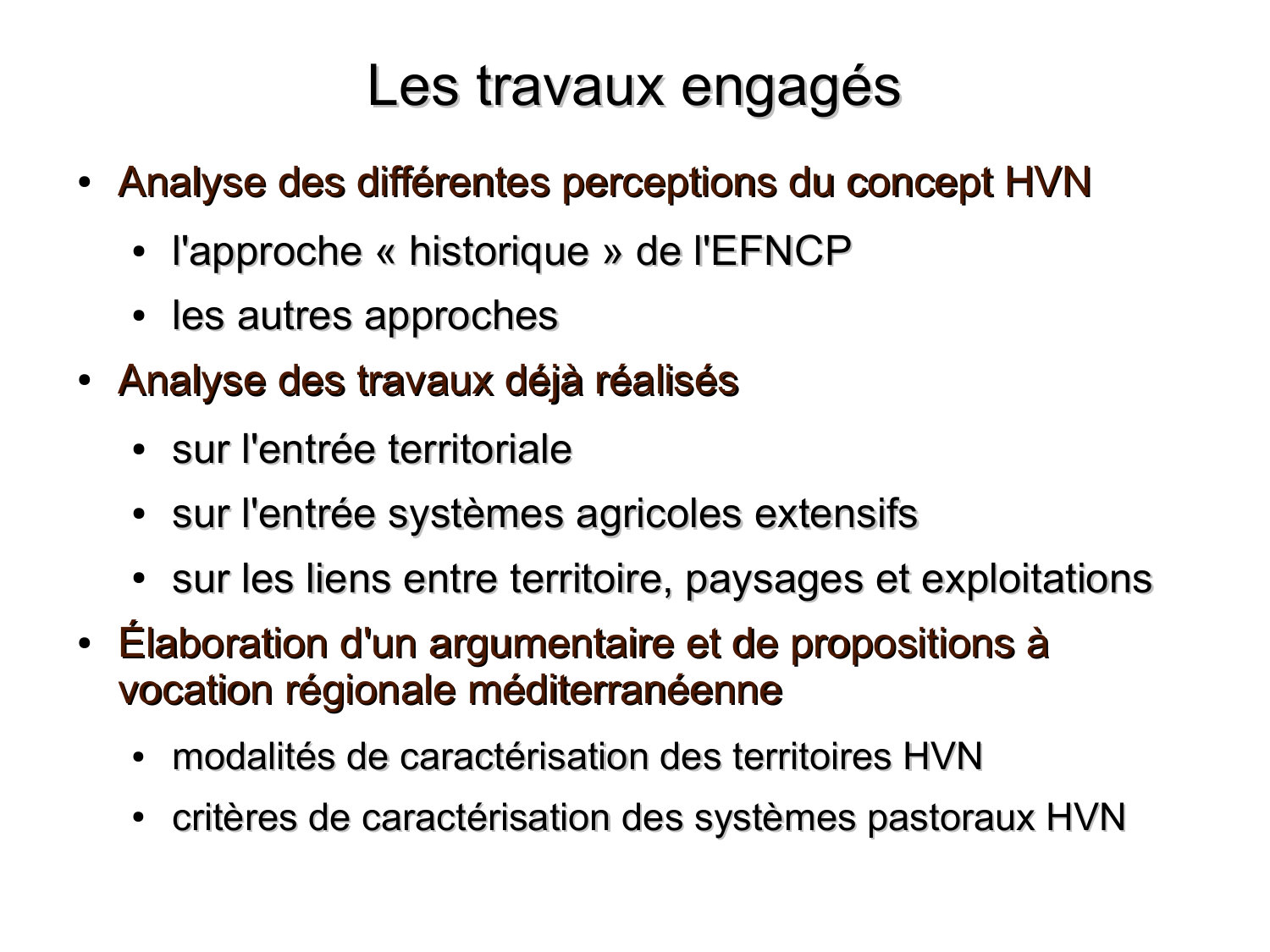# Les travaux engagés

- Analyse des différentes perceptions du concept HVN
  - l'approche « historique » de l'EFNCP
  - les autres approches
- Analyse des travaux déjà réalisés
  - sur l'entrée territoriale
  - sur l'entrée systèmes agricoles extensifs
  - sur les liens entre territoire, paysages et exploitations
- Élaboration d'un argumentaire et de propositions à vocation régionale méditerranéenne
  - modalités de caractérisation des territoires HVN
  - critères de caractérisation des systèmes pastoraux HVN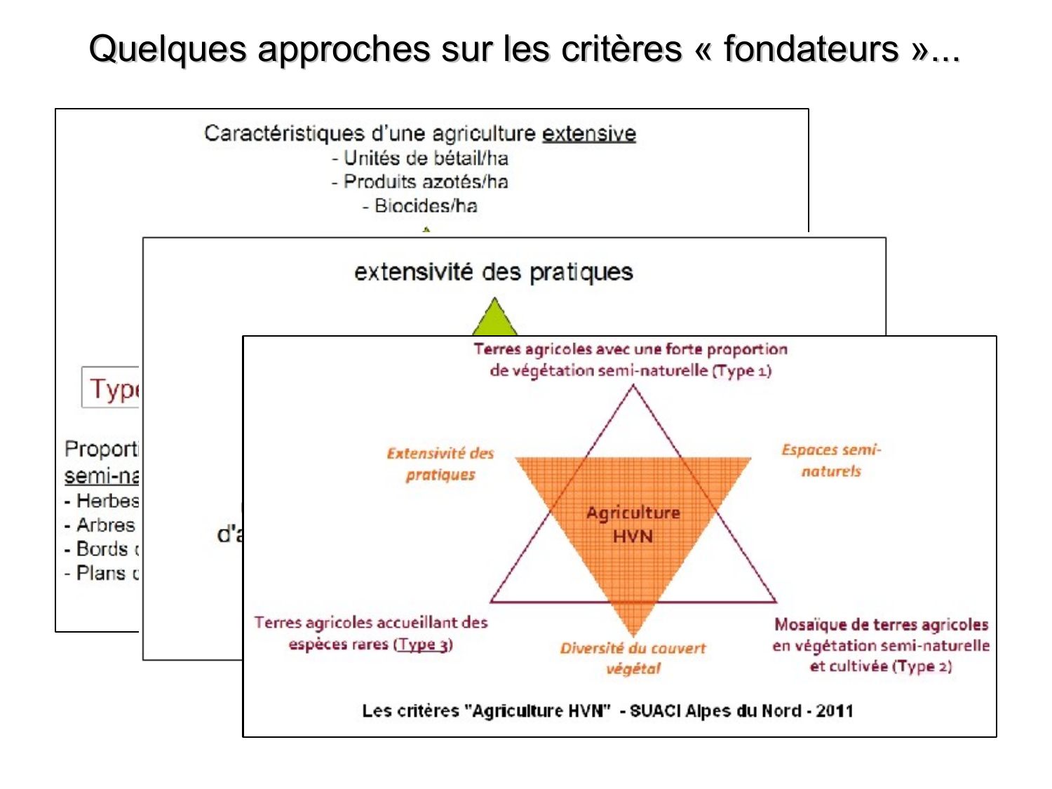# Quelques approches sur les critères « fondateurs »...

Caractéristiques d'une agriculture extensive
- Unités de bétail/ha
- Produits azotés/ha
- Biocides/ha

Typ

Proport
semi-na
- Herbes
- Arbres
- Bords
- Plans

extensivité des pratiques

d'a

Terres agricoles avec une forte proportion de végétation semi-naturelle (Type 1)

*Extensivité des pratiques*

*Espaces semi-naturels*

Agriculture HVN

Terres agricoles accueillant des espèces rares (Type 3)

*Diversité du couvert végétal*

Mosaïque de terres agricoles en végétation semi-naturelle et cultivée (Type 2)

**Les critères "Agriculture HVN" - SUACI Alpes du Nord - 2011**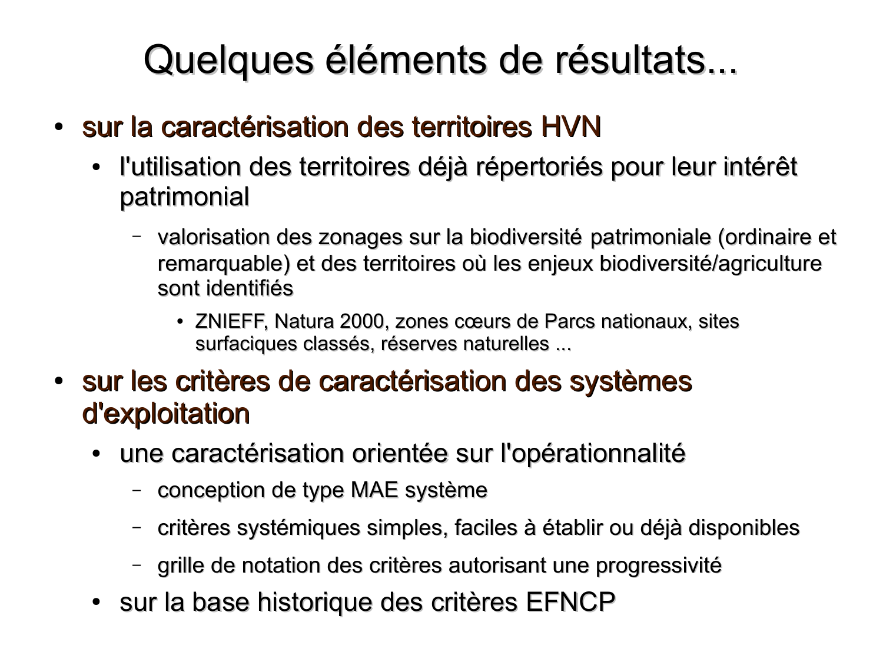# Quelques éléments de résultats...

- sur la caractérisation des territoires HVN
  - l'utilisation des territoires déjà répertoriés pour leur intérêt patrimonial
    - valorisation des zonages sur la biodiversité patrimoniale (ordinaire et remarquable) et des territoires où les enjeux biodiversité/agriculture sont identifiés
      - ZNIEFF, Natura 2000, zones cœurs de Parcs nationaux, sites surfaciques classés, réserves naturelles ...
- sur les critères de caractérisation des systèmes d'exploitation
  - une caractérisation orientée sur l'opérationnalité
    - conception de type MAE système
    - critères systémiques simples, faciles à établir ou déjà disponibles
    - grille de notation des critères autorisant une progressivité
  - sur la base historique des critères EFNCP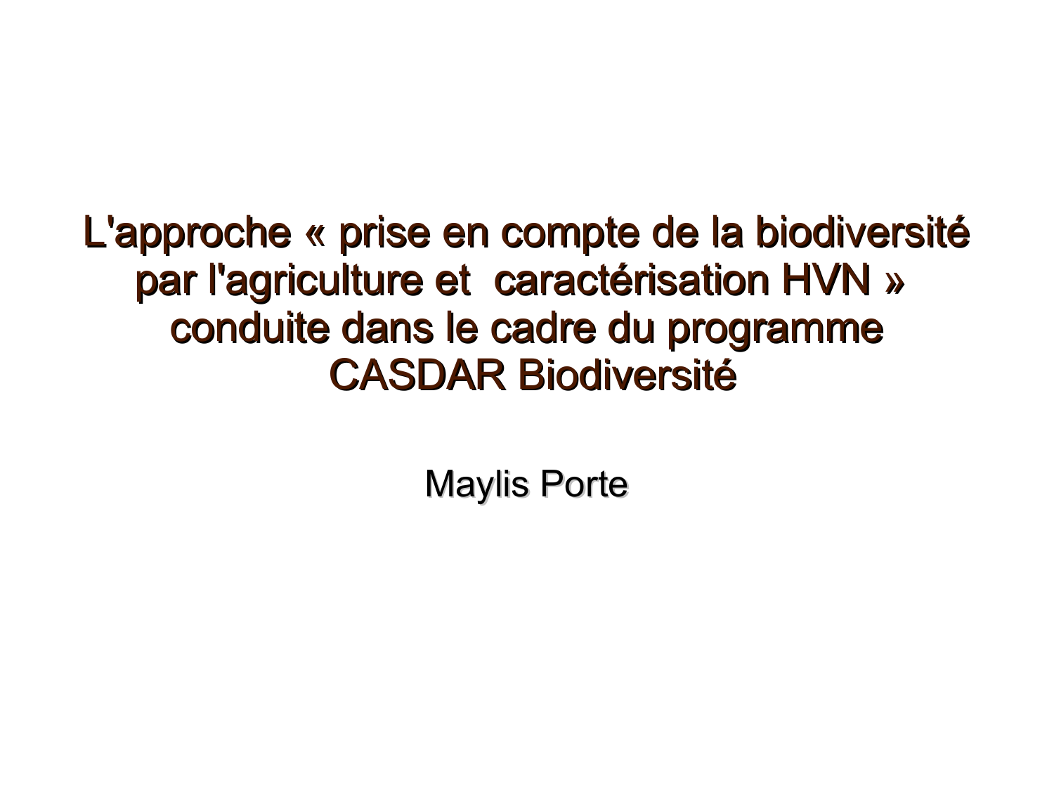# L'approche « prise en compte de la biodiversité par l'agriculture et caractérisation HVN » conduite dans le cadre du programme CASDAR Biodiversité

Maylis Porte